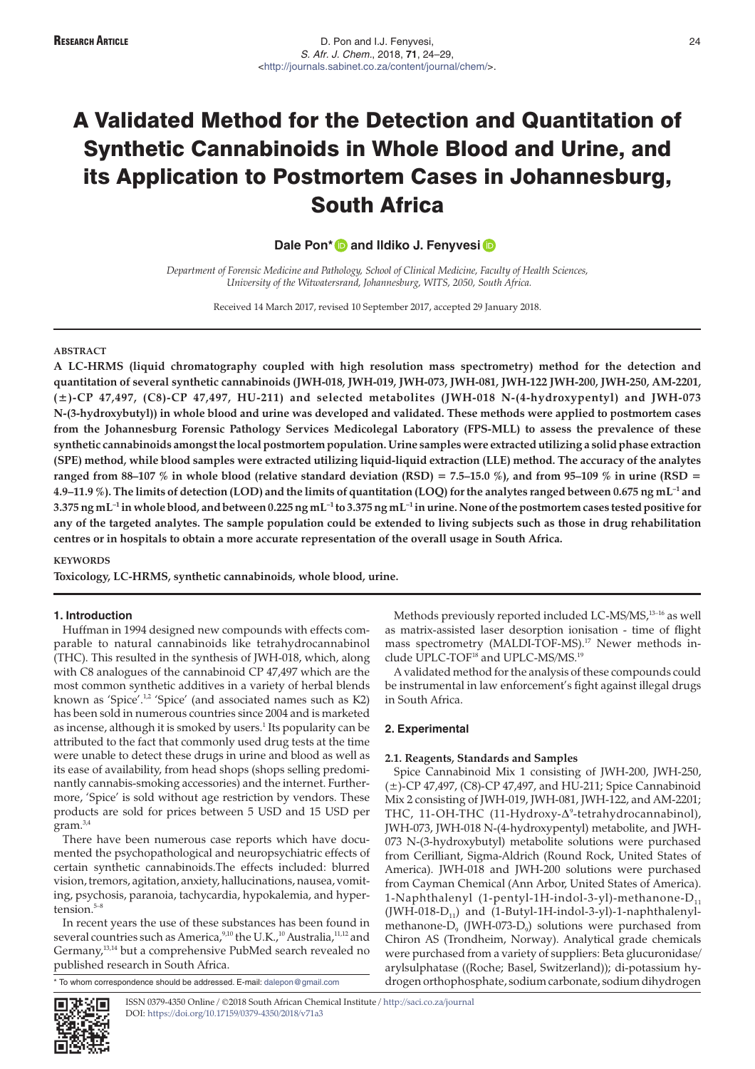# A Validated Method for the Detection and Quantitation of Synthetic Cannabinoids in Whole Blood and Urine, and its Application to Postmortem Cases in Johannesburg, South Africa

**Dale Pon* and Ildiko J. Fenyvesi**

*Department of Forensic Medicine and Pathology, School of Clinical Medicine, Faculty of Health Sciences, University of the Witwatersrand, Johannesburg, WITS, 2050, South Africa.*

Received 14 March 2017, revised 10 September 2017, accepted 29 January 2018.

## ABSTRACT

**A LC-HRMS (liquid chromatography coupled with high resolution mass spectrometry) method for the detection and quantitation of several synthetic cannabinoids (JWH-018, JWH-019, JWH-073, JWH-081, JWH-122 JWH-200, JWH-250, AM-2201, (±)-CP 47,497, (C8)-CP 47,497, HU-211) and selected metabolites (JWH-018 N-(4-hydroxypentyl) and JWH-073 N-(3-hydroxybutyl)) in whole blood and urine was developed and validated. These methods were applied to postmortem cases from the Johannesburg Forensic Pathology Services Medicolegal Laboratory (FPS-MLL) to assess the prevalence of these synthetic cannabinoids amongst the local postmortem population. Urine samples were extracted utilizing a solid phase extraction (SPE) method, while blood samples were extracted utilizing liquid-liquid extraction (LLE) method. The accuracy of the analytes ranged from 88–107 % in whole blood (relative standard deviation (RSD) = 7.5–15.0 %), and from 95–109 % in urine (RSD = 4.9–11.9 %). The limits of detection (LOD) and the limits of quantitation (LOQ) for the analytes ranged between 0.675 ng $mL^{-1}$ and 3.375 ng $mL^{-1}$ in whole blood, and between 0.225 ng $mL^{-1}$ to 3.375 ng $mL^{-1}$ in urine. None of the postmortem cases tested positive for any of the targeted analytes. The sample population could be extended to living subjects such as those in drug rehabilitation centres or in hospitals to obtain a more accurate representation of the overall usage in South Africa.**

## KEYWORDS

**Toxicology, LC-HRMS, synthetic cannabinoids, whole blood, urine.**

## 1. Introduction

Huffman in 1994 designed new compounds with effects comparable to natural cannabinoids like tetrahydrocannabinol (THC). This resulted in the synthesis of JWH-018, which, along with C8 analogues of the cannabinoid CP 47,497 which are the most common synthetic additives in a variety of herbal blends known as 'Spice'.[1,2] 'Spice' (and associated names such as K2) has been sold in numerous countries since 2004 and is marketed as incense, although it is smoked by users.[1] Its popularity can be attributed to the fact that commonly used drug tests at the time were unable to detect these drugs in urine and blood as well as its ease of availability, from head shops (shops selling predominantly cannabis-smoking accessories) and the internet. Furthermore, 'Spice' is sold without age restriction by vendors. These products are sold for prices between 5 USD and 15 USD per gram.[3,4]

There have been numerous case reports which have documented the psychopathological and neuropsychiatric effects of certain synthetic cannabinoids.The effects included: blurred vision, tremors, agitation, anxiety, hallucinations, nausea, vomiting, psychosis, paranoia, tachycardia, hypokalemia, and hypertension.[5–8]

In recent years the use of these substances has been found in several countries such as America,[9,10] the U.K.,[10] Australia,[11,12] and Germany,[13,14] but a comprehensive PubMed search revealed no published research in South Africa.

Methods previously reported included LC-MS/MS,[13–16] as well as matrix-assisted laser desorption ionisation - time of flight mass spectrometry (MALDI-TOF-MS).[17] Newer methods include UPLC-TOF[18] and UPLC-MS/MS.[19]

A validated method for the analysis of these compounds could be instrumental in law enforcement's fight against illegal drugs in South Africa.

## 2. Experimental

### 2.1. Reagents, Standards and Samples

Spice Cannabinoid Mix 1 consisting of JWH-200, JWH-250, (±)-CP 47,497, (C8)-CP 47,497, and HU-211; Spice Cannabinoid Mix 2 consisting of JWH-019, JWH-081, JWH-122, and AM-2201; THC, 11-OH-THC (11-Hydroxy-$\Delta^9$-tetrahydrocannabinol), JWH-073, JWH-018 N-(4-hydroxypentyl) metabolite, and JWH-073 N-(3-hydroxybutyl) metabolite solutions were purchased from Cerilliant, Sigma-Aldrich (Round Rock, United States of America). JWH-018 and JWH-200 solutions were purchased from Cayman Chemical (Ann Arbor, United States of America). 1-Naphthalenyl (1-pentyl-1H-indol-3-yl)-methanone-$D_{11}$ (JWH-018-$D_{11}$) and (1-Butyl-1H-indol-3-yl)-1-naphthalenyl-methanone-$D_9$ (JWH-073-$D_9$) solutions were purchased from Chiron AS (Trondheim, Norway). Analytical grade chemicals were purchased from a variety of suppliers: Beta glucuronidase/arylsulphatase ((Roche; Basel, Switzerland)); di-potassium hydrogen orthophosphate, sodium carbonate, sodium dihydrogen

\* To whom correspondence should be addressed. E-mail: dalepon@gmail.com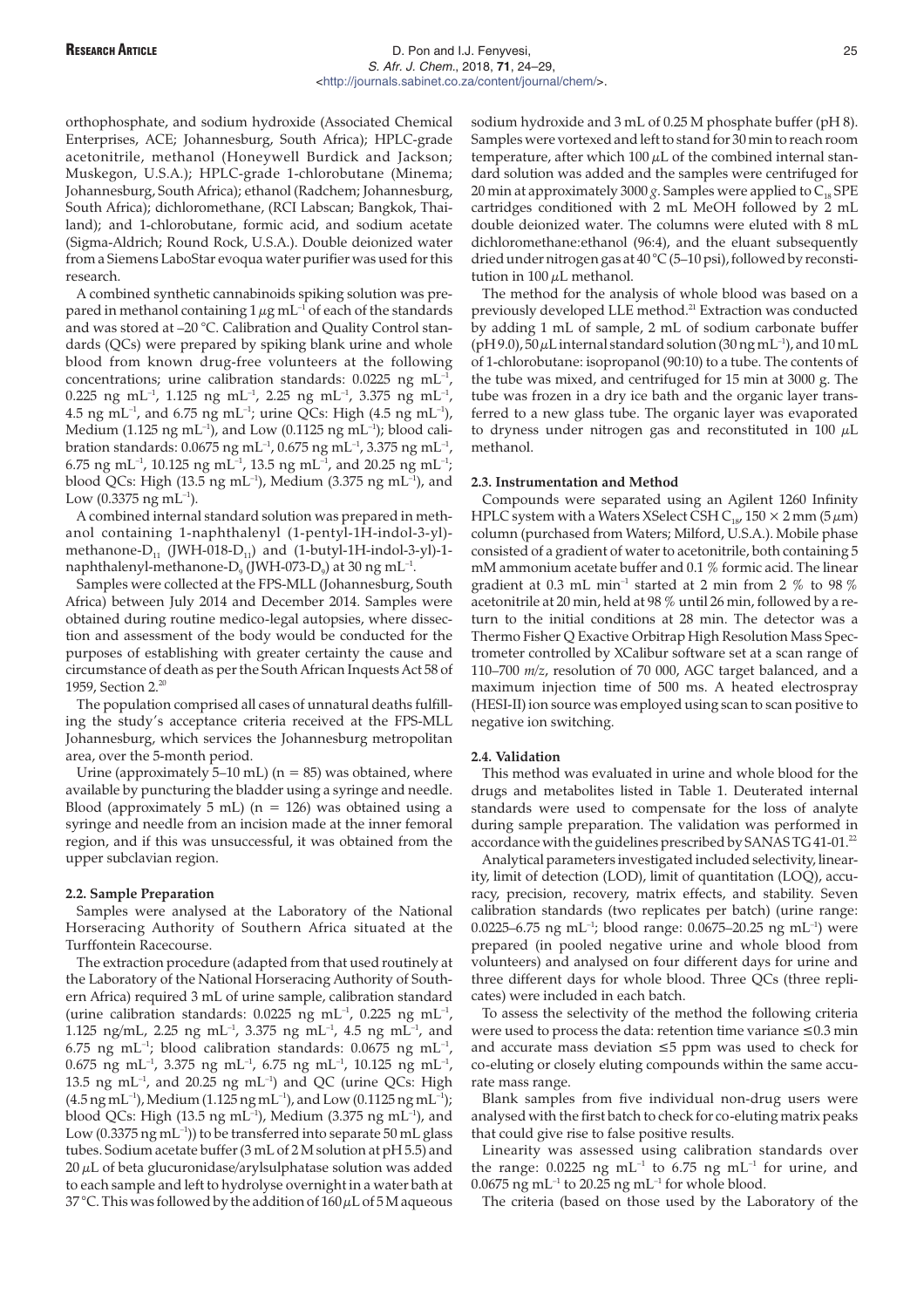orthophosphate, and sodium hydroxide (Associated Chemical Enterprises, ACE; Johannesburg, South Africa); HPLC-grade acetonitrile, methanol (Honeywell Burdick and Jackson; Muskegon, U.S.A.); HPLC-grade 1-chlorobutane (Minema; Johannesburg, South Africa); ethanol (Radchem; Johannesburg, South Africa); dichloromethane, (RCI Labscan; Bangkok, Thailand); and 1-chlorobutane, formic acid, and sodium acetate (Sigma-Aldrich; Round Rock, U.S.A.). Double deionized water from a Siemens LaboStar evoqua water purifier was used for this research.

A combined synthetic cannabinoids spiking solution was prepared in methanol containing 1 $\mu$g mL$^{-1}$ of each of the standards and was stored at –20 °C. Calibration and Quality Control standards (QCs) were prepared by spiking blank urine and whole blood from known drug-free volunteers at the following concentrations; urine calibration standards: 0.0225 ng mL$^{-1}$, 0.225 ng mL$^{-1}$, 1.125 ng mL$^{-1}$, 2.25 ng mL$^{-1}$, 3.375 ng mL$^{-1}$, 4.5 ng mL$^{-1}$, and 6.75 ng mL$^{-1}$; urine QCs: High (4.5 ng mL$^{-1}$), Medium (1.125 ng mL$^{-1}$), and Low (0.1125 ng mL$^{-1}$); blood calibration standards: 0.0675 ng mL$^{-1}$, 0.675 ng mL$^{-1}$, 3.375 ng mL$^{-1}$, 6.75 ng mL$^{-1}$, 10.125 ng mL$^{-1}$, 13.5 ng mL$^{-1}$, and 20.25 ng mL$^{-1}$; blood QCs: High (13.5 ng mL$^{-1}$), Medium (3.375 ng mL$^{-1}$), and Low (0.3375 ng mL$^{-1}$).

A combined internal standard solution was prepared in methanol containing 1-naphthalenyl (1-pentyl-1H-indol-3-yl)-methanone-$D_{11}$ (JWH-018-$D_{11}$) and (1-butyl-1H-indol-3-yl)-1-naphthalenyl-methanone-$D_9$ (JWH-073-$D_9$) at 30 ng mL$^{-1}$.

Samples were collected at the FPS-MLL (Johannesburg, South Africa) between July 2014 and December 2014. Samples were obtained during routine medico-legal autopsies, where dissection and assessment of the body would be conducted for the purposes of establishing with greater certainty the cause and circumstance of death as per the South African Inquests Act 58 of 1959, Section 2.[20]

The population comprised all cases of unnatural deaths fulfilling the study's acceptance criteria received at the FPS-MLL Johannesburg, which services the Johannesburg metropolitan area, over the 5-month period.

Urine (approximately 5–10 mL) (n = 85) was obtained, where available by puncturing the bladder using a syringe and needle. Blood (approximately 5 mL) (n = 126) was obtained using a syringe and needle from an incision made at the inner femoral region, and if this was unsuccessful, it was obtained from the upper subclavian region.

### 2.2. Sample Preparation

Samples were analysed at the Laboratory of the National Horseracing Authority of Southern Africa situated at the Turffontein Racecourse.

The extraction procedure (adapted from that used routinely at the Laboratory of the National Horseracing Authority of Southern Africa) required 3 mL of urine sample, calibration standard (urine calibration standards: 0.0225 ng mL$^{-1}$, 0.225 ng mL$^{-1}$, 1.125 ng/mL, 2.25 ng mL$^{-1}$, 3.375 ng mL$^{-1}$, 4.5 ng mL$^{-1}$, and 6.75 ng mL$^{-1}$; blood calibration standards: 0.0675 ng mL$^{-1}$, 0.675 ng mL$^{-1}$, 3.375 ng mL$^{-1}$, 6.75 ng mL$^{-1}$, 10.125 ng mL$^{-1}$, 13.5 ng mL$^{-1}$, and 20.25 ng mL$^{-1}$) and QC (urine QCs: High (4.5 ng mL$^{-1}$), Medium (1.125 ng mL$^{-1}$), and Low (0.1125 ng mL$^{-1}$); blood QCs: High (13.5 ng mL$^{-1}$), Medium (3.375 ng mL$^{-1}$), and Low (0.3375 ng mL$^{-1}$)) to be transferred into separate 50 mL glass tubes. Sodium acetate buffer (3 mL of 2 M solution at pH 5.5) and 20 $\mu$L of beta glucuronidase/arylsulphatase solution was added to each sample and left to hydrolyse overnight in a water bath at 37 °C. This was followed by the addition of 160 $\mu$L of 5 M aqueous sodium hydroxide and 3 mL of 0.25 M phosphate buffer (pH 8). Samples were vortexed and left to stand for 30 min to reach room temperature, after which 100 $\mu$L of the combined internal standard solution was added and the samples were centrifuged for 20 min at approximately 3000 *g*. Samples were applied to $C_{18}$ SPE cartridges conditioned with 2 mL MeOH followed by 2 mL double deionized water. The columns were eluted with 8 mL dichloromethane:ethanol (96:4), and the eluant subsequently dried under nitrogen gas at 40 °C (5–10 psi), followed by reconstitution in 100 $\mu$L methanol.

The method for the analysis of whole blood was based on a previously developed LLE method.[21] Extraction was conducted by adding 1 mL of sample, 2 mL of sodium carbonate buffer (pH 9.0), 50 $\mu$L internal standard solution (30 ng mL$^{-1}$), and 10 mL of 1-chlorobutane: isopropanol (90:10) to a tube. The contents of the tube was mixed, and centrifuged for 15 min at 3000 g. The tube was frozen in a dry ice bath and the organic layer transferred to a new glass tube. The organic layer was evaporated to dryness under nitrogen gas and reconstituted in 100 $\mu$L methanol.

### 2.3. Instrumentation and Method

Compounds were separated using an Agilent 1260 Infinity HPLC system with a Waters XSelect CSH $C_{18}$, 150 × 2 mm (5 $\mu$m) column (purchased from Waters; Milford, U.S.A.). Mobile phase consisted of a gradient of water to acetonitrile, both containing 5 mM ammonium acetate buffer and 0.1 % formic acid. The linear gradient at 0.3 mL min$^{-1}$ started at 2 min from 2 % to 98 % acetonitrile at 20 min, held at 98 % until 26 min, followed by a return to the initial conditions at 28 min. The detector was a Thermo Fisher Q Exactive Orbitrap High Resolution Mass Spectrometer controlled by XCalibur software set at a scan range of 110–700 *m/z*, resolution of 70 000, AGC target balanced, and a maximum injection time of 500 ms. A heated electrospray (HESI-II) ion source was employed using scan to scan positive to negative ion switching.

### 2.4. Validation

This method was evaluated in urine and whole blood for the drugs and metabolites listed in Table 1. Deuterated internal standards were used to compensate for the loss of analyte during sample preparation. The validation was performed in accordance with the guidelines prescribed by SANAS TG 41-01.[22]

Analytical parameters investigated included selectivity, linearity, limit of detection (LOD), limit of quantitation (LOQ), accuracy, precision, recovery, matrix effects, and stability. Seven calibration standards (two replicates per batch) (urine range: 0.0225–6.75 ng mL$^{-1}$; blood range: 0.0675–20.25 ng mL$^{-1}$) were prepared (in pooled negative urine and whole blood from volunteers) and analysed on four different days for urine and three different days for whole blood. Three QCs (three replicates) were included in each batch.

To assess the selectivity of the method the following criteria were used to process the data: retention time variance ≤0.3 min and accurate mass deviation ≤5 ppm was used to check for co-eluting or closely eluting compounds within the same accurate mass range.

Blank samples from five individual non-drug users were analysed with the first batch to check for co-eluting matrix peaks that could give rise to false positive results.

Linearity was assessed using calibration standards over the range: 0.0225 ng mL$^{-1}$ to 6.75 ng mL$^{-1}$ for urine, and 0.0675 ng mL$^{-1}$ to 20.25 ng mL$^{-1}$ for whole blood.

The criteria (based on those used by the Laboratory of the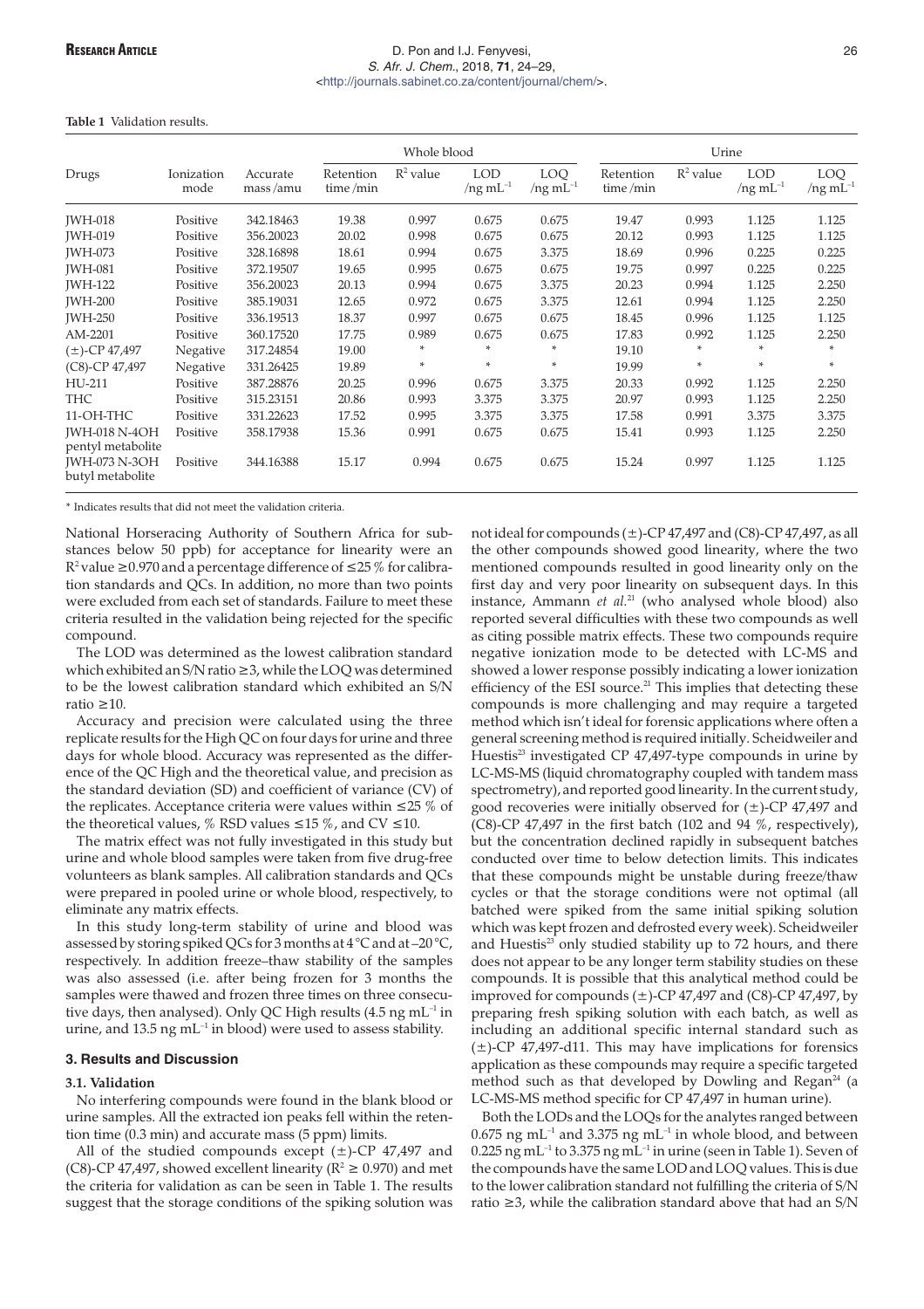**Table 1** Validation results.

| Drugs | Ionization mode | Accurate mass /amu | Whole blood | | | | Urine | | | |
|---|---|---|---|---|---|---|---|---|---|---|
| | | | Retention time /min | $R^2$ value | LOD /ng $mL^{-1}$ | LOQ /ng $mL^{-1}$ | Retention time /min | $R^2$ value | LOD /ng $mL^{-1}$ | LOQ /ng $mL^{-1}$ |
| JWH-018 | Positive | 342.18463 | 19.38 | 0.997 | 0.675 | 0.675 | 19.47 | 0.993 | 1.125 | 1.125 |
| JWH-019 | Positive | 356.20023 | 20.02 | 0.998 | 0.675 | 0.675 | 20.12 | 0.993 | 1.125 | 1.125 |
| JWH-073 | Positive | 328.16898 | 18.61 | 0.994 | 0.675 | 3.375 | 18.69 | 0.996 | 0.225 | 0.225 |
| JWH-081 | Positive | 372.19507 | 19.65 | 0.995 | 0.675 | 0.675 | 19.75 | 0.997 | 0.225 | 0.225 |
| JWH-122 | Positive | 356.20023 | 20.13 | 0.994 | 0.675 | 3.375 | 20.23 | 0.994 | 1.125 | 2.250 |
| JWH-200 | Positive | 385.19031 | 12.65 | 0.972 | 0.675 | 3.375 | 12.61 | 0.994 | 1.125 | 2.250 |
| JWH-250 | Positive | 336.19513 | 18.37 | 0.997 | 0.675 | 0.675 | 18.45 | 0.996 | 1.125 | 1.125 |
| AM-2201 | Positive | 360.17520 | 17.75 | 0.989 | 0.675 | 0.675 | 17.83 | 0.992 | 1.125 | 2.250 |
| (±)-CP 47,497 | Negative | 317.24854 | 19.00 | * | * | * | 19.10 | * | * | * |
| (C8)-CP 47,497 | Negative | 331.26425 | 19.89 | * | * | * | 19.99 | * | * | * |
| HU-211 | Positive | 387.28876 | 20.25 | 0.996 | 0.675 | 3.375 | 20.33 | 0.992 | 1.125 | 2.250 |
| THC | Positive | 315.23151 | 20.86 | 0.993 | 3.375 | 3.375 | 20.97 | 0.993 | 1.125 | 2.250 |
| 11-OH-THC | Positive | 331.22623 | 17.52 | 0.995 | 3.375 | 3.375 | 17.58 | 0.991 | 3.375 | 3.375 |
| JWH-018 N-4OH pentyl metabolite | Positive | 358.17938 | 15.36 | 0.991 | 0.675 | 0.675 | 15.41 | 0.993 | 1.125 | 2.250 |
| JWH-073 N-3OH butyl metabolite | Positive | 344.16388 | 15.17 | 0.994 | 0.675 | 0.675 | 15.24 | 0.997 | 1.125 | 1.125 |

\* Indicates results that did not meet the validation criteria.

National Horseracing Authority of Southern Africa for substances below 50 ppb) for acceptance for linearity were an $R^2$ value ≥0.970 and a percentage difference of ≤25 % for calibration standards and QCs. In addition, no more than two points were excluded from each set of standards. Failure to meet these criteria resulted in the validation being rejected for the specific compound.

The LOD was determined as the lowest calibration standard which exhibited an S/N ratio ≥3, while the LOQ was determined to be the lowest calibration standard which exhibited an S/N ratio ≥10.

Accuracy and precision were calculated using the three replicate results for the High QC on four days for urine and three days for whole blood. Accuracy was represented as the difference of the QC High and the theoretical value, and precision as the standard deviation (SD) and coefficient of variance (CV) of the replicates. Acceptance criteria were values within ≤25 % of the theoretical values, % RSD values ≤15 %, and CV ≤10.

The matrix effect was not fully investigated in this study but urine and whole blood samples were taken from five drug-free volunteers as blank samples. All calibration standards and QCs were prepared in pooled urine or whole blood, respectively, to eliminate any matrix effects.

In this study long-term stability of urine and blood was assessed by storing spiked QCs for 3 months at 4 °C and at –20 °C, respectively. In addition freeze–thaw stability of the samples was also assessed (i.e. after being frozen for 3 months the samples were thawed and frozen three times on three consecutive days, then analysed). Only QC High results (4.5 ng $mL^{-1}$ in urine, and 13.5 ng $mL^{-1}$ in blood) were used to assess stability.

## 3. Results and Discussion

### 3.1. Validation

No interfering compounds were found in the blank blood or urine samples. All the extracted ion peaks fell within the retention time (0.3 min) and accurate mass (5 ppm) limits.

All of the studied compounds except (±)-CP 47,497 and (C8)-CP 47,497, showed excellent linearity ($R^2 \geq 0.970$) and met the criteria for validation as can be seen in Table 1. The results suggest that the storage conditions of the spiking solution was not ideal for compounds (±)-CP 47,497 and (C8)-CP 47,497, as all the other compounds showed good linearity, where the two mentioned compounds resulted in good linearity only on the first day and very poor linearity on subsequent days. In this instance, Ammann *et al.*[21] (who analysed whole blood) also reported several difficulties with these two compounds as well as citing possible matrix effects. These two compounds require negative ionization mode to be detected with LC-MS and showed a lower response possibly indicating a lower ionization efficiency of the ESI source.[21] This implies that detecting these compounds is more challenging and may require a targeted method which isn't ideal for forensic applications where often a general screening method is required initially. Scheidweiler and Huestis[23] investigated CP 47,497-type compounds in urine by LC-MS-MS (liquid chromatography coupled with tandem mass spectrometry), and reported good linearity. In the current study, good recoveries were initially observed for (±)-CP 47,497 and (C8)-CP 47,497 in the first batch (102 and 94 %, respectively), but the concentration declined rapidly in subsequent batches conducted over time to below detection limits. This indicates that these compounds might be unstable during freeze/thaw cycles or that the storage conditions were not optimal (all batched were spiked from the same initial spiking solution which was kept frozen and defrosted every week). Scheidweiler and Huestis[23] only studied stability up to 72 hours, and there does not appear to be any longer term stability studies on these compounds. It is possible that this analytical method could be improved for compounds (±)-CP 47,497 and (C8)-CP 47,497, by preparing fresh spiking solution with each batch, as well as including an additional specific internal standard such as (±)-CP 47,497-d11. This may have implications for forensics application as these compounds may require a specific targeted method such as that developed by Dowling and Regan[24] (a LC-MS-MS method specific for CP 47,497 in human urine).

Both the LODs and the LOQs for the analytes ranged between 0.675 ng $mL^{-1}$ and 3.375 ng $mL^{-1}$ in whole blood, and between 0.225 ng $mL^{-1}$ to 3.375 ng $mL^{-1}$ in urine (seen in Table 1). Seven of the compounds have the same LOD and LOQ values. This is due to the lower calibration standard not fulfilling the criteria of S/N ratio ≥3, while the calibration standard above that had an S/N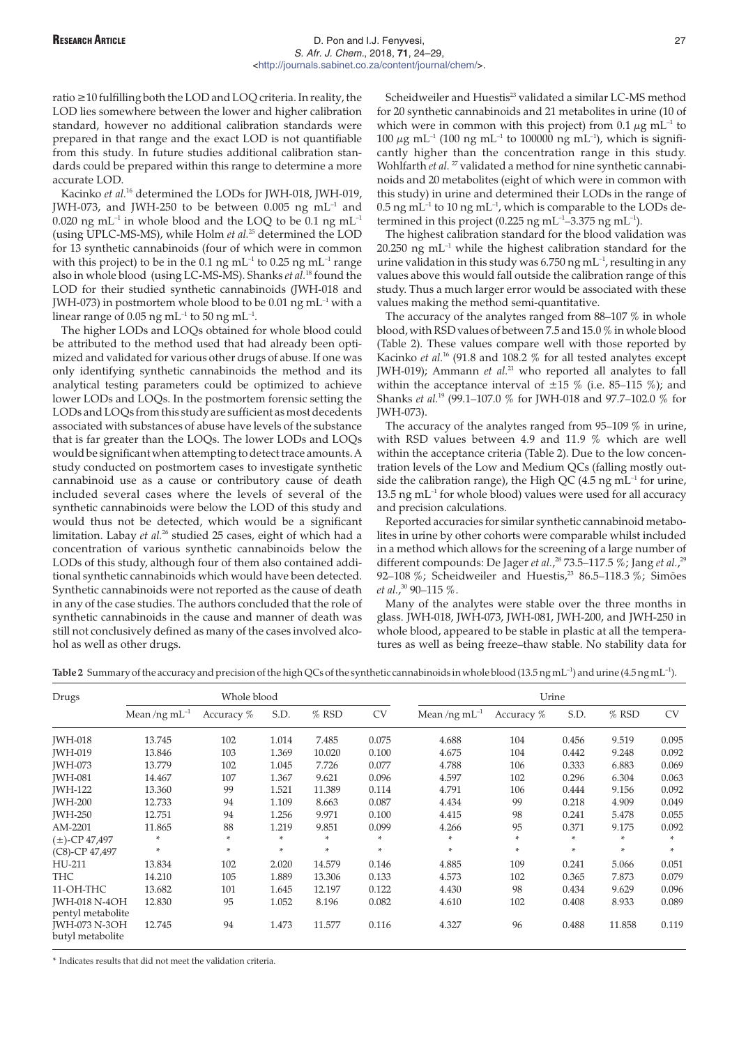ratio ≥10 fulfilling both the LOD and LOQ criteria. In reality, the LOD lies somewhere between the lower and higher calibration standard, however no additional calibration standards were prepared in that range and the exact LOD is not quantifiable from this study. In future studies additional calibration standards could be prepared within this range to determine a more accurate LOD.

Kacinko *et al.*[16] determined the LODs for JWH-018, JWH-019, JWH-073, and JWH-250 to be between 0.005 ng $mL^{-1}$ and 0.020 ng $mL^{-1}$ in whole blood and the LOQ to be 0.1 ng $mL^{-1}$ (using UPLC-MS-MS), while Holm *et al.*[25] determined the LOD for 13 synthetic cannabinoids (four of which were in common with this project) to be in the 0.1 ng $mL^{-1}$ to 0.25 ng $mL^{-1}$ range also in whole blood (using LC-MS-MS). Shanks *et al.*[18] found the LOD for their studied synthetic cannabinoids (JWH-018 and JWH-073) in postmortem whole blood to be 0.01 ng $mL^{-1}$ with a linear range of 0.05 ng $mL^{-1}$ to 50 ng $mL^{-1}$.

The higher LODs and LOQs obtained for whole blood could be attributed to the method used that had already been optimized and validated for various other drugs of abuse. If one was only identifying synthetic cannabinoids the method and its analytical testing parameters could be optimized to achieve lower LODs and LOQs. In the postmortem forensic setting the LODs and LOQs from this study are sufficient as most decedents associated with substances of abuse have levels of the substance that is far greater than the LOQs. The lower LODs and LOQs would be significant when attempting to detect trace amounts. A study conducted on postmortem cases to investigate synthetic cannabinoid use as a cause or contributory cause of death included several cases where the levels of several of the synthetic cannabinoids were below the LOD of this study and would thus not be detected, which would be a significant limitation. Labay *et al.*[26] studied 25 cases, eight of which had a concentration of various synthetic cannabinoids below the LODs of this study, although four of them also contained additional synthetic cannabinoids which would have been detected. Synthetic cannabinoids were not reported as the cause of death in any of the case studies. The authors concluded that the role of synthetic cannabinoids in the cause and manner of death was still not conclusively defined as many of the cases involved alcohol as well as other drugs.

Scheidweiler and Huestis[23] validated a similar LC-MS method for 20 synthetic cannabinoids and 21 metabolites in urine (10 of which were in common with this project) from 0.1 $\mu$g $mL^{-1}$ to 100 $\mu$g $mL^{-1}$ (100 ng $mL^{-1}$ to 100000 ng $mL^{-1}$), which is significantly higher than the concentration range in this study. Wohlfarth *et al.*[27] validated a method for nine synthetic cannabinoids and 20 metabolites (eight of which were in common with this study) in urine and determined their LODs in the range of 0.5 ng $mL^{-1}$ to 10 ng $mL^{-1}$, which is comparable to the LODs determined in this project (0.225 ng $mL^{-1}$–3.375 ng $mL^{-1}$).

The highest calibration standard for the blood validation was 20.250 ng $mL^{-1}$ while the highest calibration standard for the urine validation in this study was 6.750 ng $mL^{-1}$, resulting in any values above this would fall outside the calibration range of this study. Thus a much larger error would be associated with these values making the method semi-quantitative.

The accuracy of the analytes ranged from 88–107 % in whole blood, with RSD values of between 7.5 and 15.0 % in whole blood (Table 2). These values compare well with those reported by Kacinko *et al.*[16] (91.8 and 108.2 % for all tested analytes except JWH-019); Ammann *et al.*[21] who reported all analytes to fall within the acceptance interval of ±15 % (i.e. 85–115 %); and Shanks *et al.*[19] (99.1–107.0 % for JWH-018 and 97.7–102.0 % for JWH-073).

The accuracy of the analytes ranged from 95–109 % in urine, with RSD values between 4.9 and 11.9 % which are well within the acceptance criteria (Table 2). Due to the low concentration levels of the Low and Medium QCs (falling mostly outside the calibration range), the High QC (4.5 ng $mL^{-1}$ for urine, 13.5 ng $mL^{-1}$ for whole blood) values were used for all accuracy and precision calculations.

Reported accuracies for similar synthetic cannabinoid metabolites in urine by other cohorts were comparable whilst included in a method which allows for the screening of a large number of different compounds: De Jager *et al.*,[28] 73.5–117.5 %; Jang *et al.*,[29] 92–108 %; Scheidweiler and Huestis,[23] 86.5–118.3 %; Simões *et al.*,[30] 90–115 %.

Many of the analytes were stable over the three months in glass. JWH-018, JWH-073, JWH-081, JWH-200, and JWH-250 in whole blood, appeared to be stable in plastic at all the temperatures as well as being freeze–thaw stable. No stability data for

**Table 2** Summary of the accuracy and precision of the high QCs of the synthetic cannabinoids in whole blood (13.5 ng $mL^{-1}$) and urine (4.5 ng $mL^{-1}$).

| Drugs | Whole blood | | | | | Urine | | | | |
|---|---|---|---|---|---|---|---|---|---|---|
| | Mean /ng $mL^{-1}$ | Accuracy % | S.D. | % RSD | CV | Mean /ng $mL^{-1}$ | Accuracy % | S.D. | % RSD | CV |
| JWH-018 | 13.745 | 102 | 1.014 | 7.485 | 0.075 | 4.688 | 104 | 0.456 | 9.519 | 0.095 |
| JWH-019 | 13.846 | 103 | 1.369 | 10.020 | 0.100 | 4.675 | 104 | 0.442 | 9.248 | 0.092 |
| JWH-073 | 13.779 | 102 | 1.045 | 7.726 | 0.077 | 4.788 | 106 | 0.333 | 6.883 | 0.069 |
| JWH-081 | 14.467 | 107 | 1.367 | 9.621 | 0.096 | 4.597 | 102 | 0.296 | 6.304 | 0.063 |
| JWH-122 | 13.360 | 99 | 1.521 | 11.389 | 0.114 | 4.791 | 106 | 0.444 | 9.156 | 0.092 |
| JWH-200 | 12.733 | 94 | 1.109 | 8.663 | 0.087 | 4.434 | 99 | 0.218 | 4.909 | 0.049 |
| JWH-250 | 12.751 | 94 | 1.256 | 9.971 | 0.100 | 4.415 | 98 | 0.241 | 5.478 | 0.055 |
| AM-2201 | 11.865 | 88 | 1.219 | 9.851 | 0.099 | 4.266 | 95 | 0.371 | 9.175 | 0.092 |
| (±)-CP 47,497 | * | * | * | * | * | * | * | * | * | * |
| (C8)-CP 47,497 | * | * | * | * | * | * | * | * | * | * |
| HU-211 | 13.834 | 102 | 2.020 | 14.579 | 0.146 | 4.885 | 109 | 0.241 | 5.066 | 0.051 |
| THC | 14.210 | 105 | 1.889 | 13.306 | 0.133 | 4.573 | 102 | 0.365 | 7.873 | 0.079 |
| 11-OH-THC | 13.682 | 101 | 1.645 | 12.197 | 0.122 | 4.430 | 98 | 0.434 | 9.629 | 0.096 |
| JWH-018 N-4OH pentyl metabolite | 12.830 | 95 | 1.052 | 8.196 | 0.082 | 4.610 | 102 | 0.408 | 8.933 | 0.089 |
| JWH-073 N-3OH butyl metabolite | 12.745 | 94 | 1.473 | 11.577 | 0.116 | 4.327 | 96 | 0.488 | 11.858 | 0.119 |

* Indicates results that did not meet the validation criteria.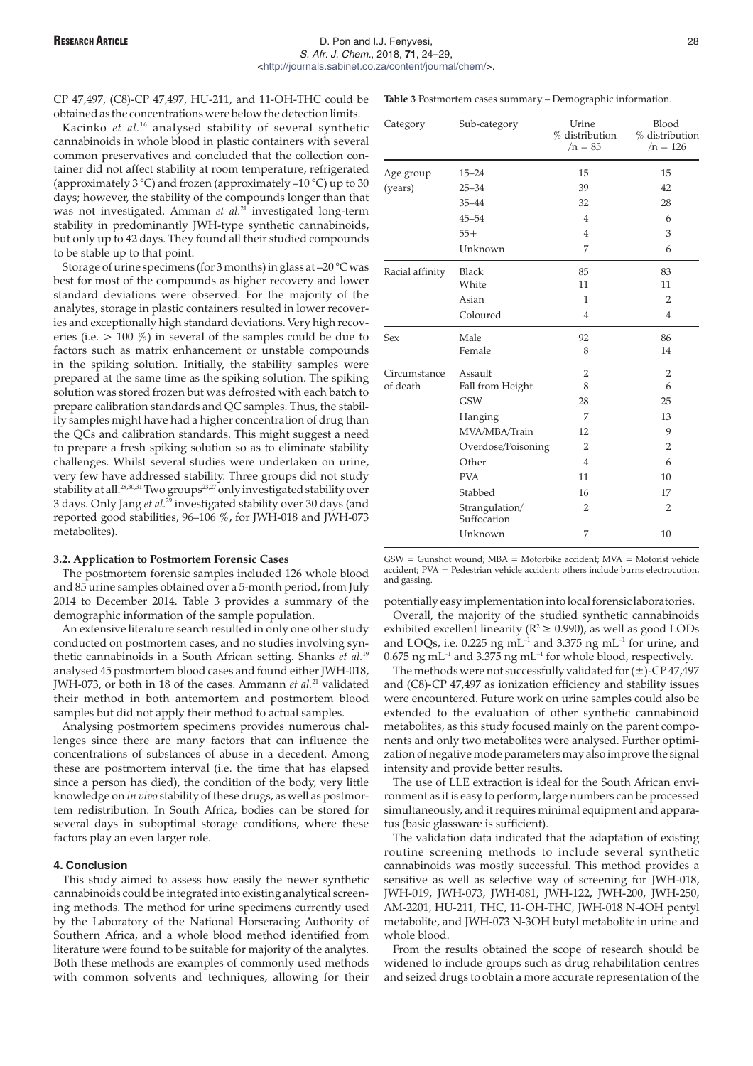CP 47,497, (C8)-CP 47,497, HU-211, and 11-OH-THC could be obtained as the concentrations were below the detection limits.

Kacinko *et al.*[16] analysed stability of several synthetic cannabinoids in whole blood in plastic containers with several common preservatives and concluded that the collection container did not affect stability at room temperature, refrigerated (approximately 3 °C) and frozen (approximately –10 °C) up to 30 days; however, the stability of the compounds longer than that was not investigated. Amman *et al.*[21] investigated long-term stability in predominantly JWH-type synthetic cannabinoids, but only up to 42 days. They found all their studied compounds to be stable up to that point.

Storage of urine specimens (for 3 months) in glass at –20 °C was best for most of the compounds as higher recovery and lower standard deviations were observed. For the majority of the analytes, storage in plastic containers resulted in lower recoveries and exceptionally high standard deviations. Very high recoveries (i.e. > 100 %) in several of the samples could be due to factors such as matrix enhancement or unstable compounds in the spiking solution. Initially, the stability samples were prepared at the same time as the spiking solution. The spiking solution was stored frozen but was defrosted with each batch to prepare calibration standards and QC samples. Thus, the stability samples might have had a higher concentration of drug than the QCs and calibration standards. This might suggest a need to prepare a fresh spiking solution so as to eliminate stability challenges. Whilst several studies were undertaken on urine, very few have addressed stability. Three groups did not study stability at all.[28,30,31] Two groups[23,27] only investigated stability over 3 days. Only Jang *et al.*[29] investigated stability over 30 days (and reported good stabilities, 96–106 %, for JWH-018 and JWH-073 metabolites).

### 3.2. Application to Postmortem Forensic Cases

The postmortem forensic samples included 126 whole blood and 85 urine samples obtained over a 5-month period, from July 2014 to December 2014. Table 3 provides a summary of the demographic information of the sample population.

**Table 3** Postmortem cases summary – Demographic information.

| Category | Sub-category | Urine % distribution /n = 85 | Blood % distribution /n = 126 |
|---|---|---|---|
| Age group (years) | 15–24 | 15 | 15 |
| | 25–34 | 39 | 42 |
| | 35–44 | 32 | 28 |
| | 45–54 | 4 | 6 |
| | 55+ | 4 | 3 |
| | Unknown | 7 | 6 |
| Racial affinity | Black | 85 | 83 |
| | White | 11 | 11 |
| | Asian | 1 | 2 |
| | Coloured | 4 | 4 |
| Sex | Male | 92 | 86 |
| | Female | 8 | 14 |
| Circumstance of death | Assault | 2 | 2 |
| | Fall from Height | 8 | 6 |
| | GSW | 28 | 25 |
| | Hanging | 7 | 13 |
| | MVA/MBA/Train | 12 | 9 |
| | Overdose/Poisoning | 2 | 2 |
| | Other | 4 | 6 |
| | PVA | 11 | 10 |
| | Stabbed | 16 | 17 |
| | Strangulation/ Suffocation | 2 | 2 |
| | Unknown | 7 | 10 |

GSW = Gunshot wound; MBA = Motorbike accident; MVA = Motorist vehicle accident; PVA = Pedestrian vehicle accident; others include burns electrocution, and gassing.

An extensive literature search resulted in only one other study conducted on postmortem cases, and no studies involving synthetic cannabinoids in a South African setting. Shanks *et al.*[19] analysed 45 postmortem blood cases and found either JWH-018, JWH-073, or both in 18 of the cases. Ammann *et al.*[21] validated their method in both antemortem and postmortem blood samples but did not apply their method to actual samples.

Analysing postmortem specimens provides numerous challenges since there are many factors that can influence the concentrations of substances of abuse in a decedent. Among these are postmortem interval (i.e. the time that has elapsed since a person has died), the condition of the body, very little knowledge on *in vivo* stability of these drugs, as well as postmortem redistribution. In South Africa, bodies can be stored for several days in suboptimal storage conditions, where these factors play an even larger role.

## 4. Conclusion

This study aimed to assess how easily the newer synthetic cannabinoids could be integrated into existing analytical screening methods. The method for urine specimens currently used by the Laboratory of the National Horseracing Authority of Southern Africa, and a whole blood method identified from literature were found to be suitable for majority of the analytes. Both these methods are examples of commonly used methods with common solvents and techniques, allowing for their potentially easy implementation into local forensic laboratories.

Overall, the majority of the studied synthetic cannabinoids exhibited excellent linearity ($R^2 \geq 0.990$), as well as good LODs and LOQs, i.e. 0.225 ng mL$^{-1}$ and 3.375 ng mL$^{-1}$ for urine, and 0.675 ng mL$^{-1}$ and 3.375 ng mL$^{-1}$ for whole blood, respectively.

The methods were not successfully validated for (±)-CP 47,497 and (C8)-CP 47,497 as ionization efficiency and stability issues were encountered. Future work on urine samples could also be extended to the evaluation of other synthetic cannabinoid metabolites, as this study focused mainly on the parent components and only two metabolites were analysed. Further optimization of negative mode parameters may also improve the signal intensity and provide better results.

The use of LLE extraction is ideal for the South African environment as it is easy to perform, large numbers can be processed simultaneously, and it requires minimal equipment and apparatus (basic glassware is sufficient).

The validation data indicated that the adaptation of existing routine screening methods to include several synthetic cannabinoids was mostly successful. This method provides a sensitive as well as selective way of screening for JWH-018, JWH-019, JWH-073, JWH-081, JWH-122, JWH-200, JWH-250, AM-2201, HU-211, THC, 11-OH-THC, JWH-018 N-4OH pentyl metabolite, and JWH-073 N-3OH butyl metabolite in urine and whole blood.

From the results obtained the scope of research should be widened to include groups such as drug rehabilitation centres and seized drugs to obtain a more accurate representation of the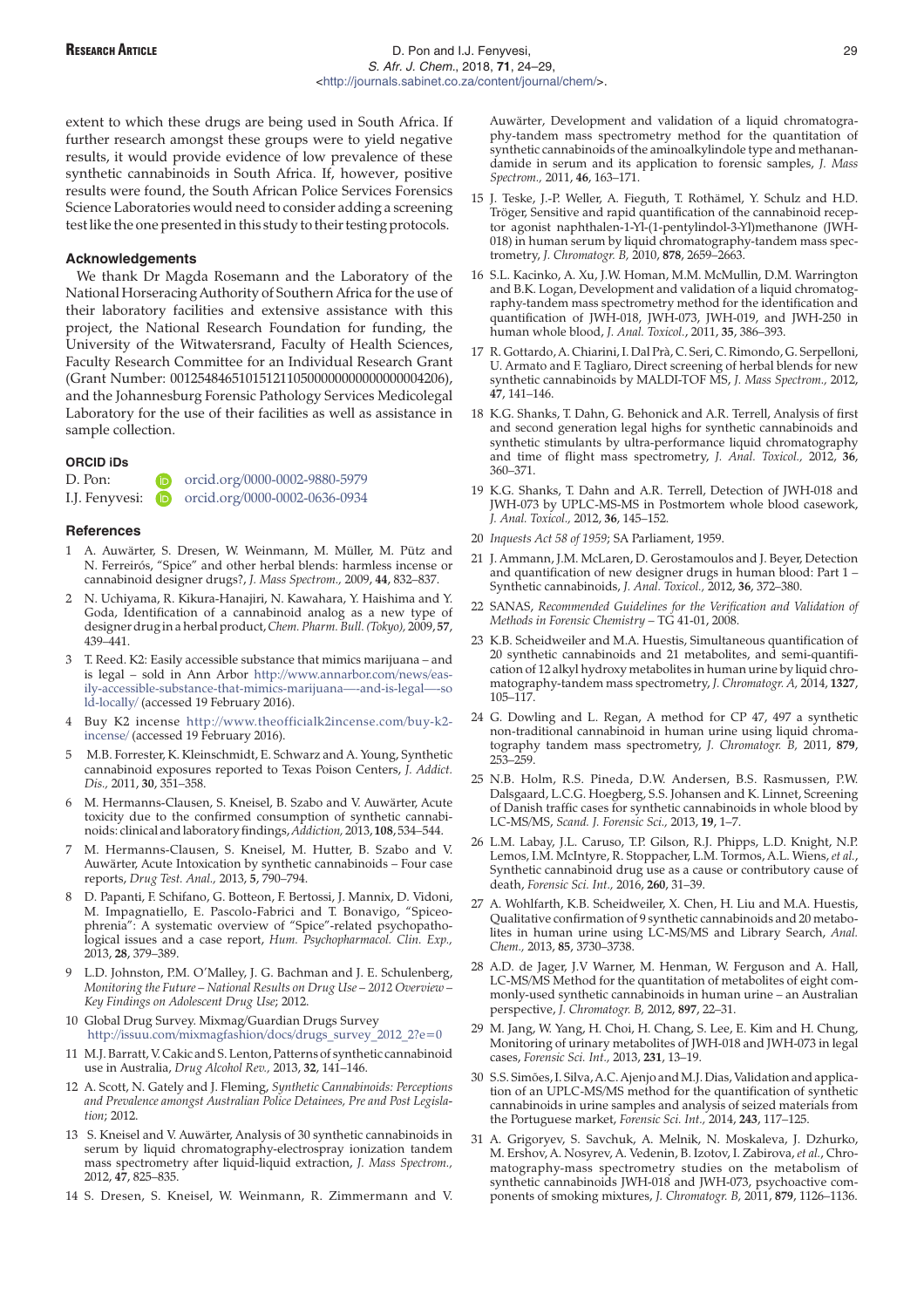extent to which these drugs are being used in South Africa. If further research amongst these groups were to yield negative results, it would provide evidence of low prevalence of these synthetic cannabinoids in South Africa. If, however, positive results were found, the South African Police Services Forensics Science Laboratories would need to consider adding a screening test like the one presented in this study to their testing protocols.

## Acknowledgements

We thank Dr Magda Rosemann and the Laboratory of the National Horseracing Authority of Southern Africa for the use of their laboratory facilities and extensive assistance with this project, the National Research Foundation for funding, the University of the Witwatersrand, Faculty of Health Sciences, Faculty Research Committee for an Individual Research Grant (Grant Number: 001254846510151211050000000000000004206), and the Johannesburg Forensic Pathology Services Medicolegal Laboratory for the use of their facilities as well as assistance in sample collection.

## ORCID iDs

D. Pon: orcid.org/0000-0002-9880-5979
I.J. Fenyvesi: orcid.org/0000-0002-0636-0934

## References

1 A. Auwärter, S. Dresen, W. Weinmann, M. Müller, M. Pütz and N. Ferreirós, "Spice" and other herbal blends: harmless incense or cannabinoid designer drugs?, *J. Mass Spectrom.*, 2009, **44**, 832–837.

2 N. Uchiyama, R. Kikura-Hanajiri, N. Kawahara, Y. Haishima and Y. Goda, Identification of a cannabinoid analog as a new type of designer drug in a herbal product, *Chem. Pharm. Bull. (Tokyo)*, 2009, **57**, 439–441.

3 T. Reed. K2: Easily accessible substance that mimics marijuana – and is legal – sold in Ann Arbor http://www.annarbor.com/news/easily-accessible-substance-that-mimics-marijuana—-and-is-legal—-sold-locally/ (accessed 19 February 2016).

4 Buy K2 incense http://www.theofficialk2incense.com/buy-k2-incense/ (accessed 19 February 2016).

5 M.B. Forrester, K. Kleinschmidt, E. Schwarz and A. Young, Synthetic cannabinoid exposures reported to Texas Poison Centers, *J. Addict. Dis.*, 2011, **30**, 351–358.

6 M. Hermanns-Clausen, S. Kneisel, B. Szabo and V. Auwärter, Acute toxicity due to the confirmed consumption of synthetic cannabinoids: clinical and laboratory findings, *Addiction*, 2013, **108**, 534–544.

7 M. Hermanns-Clausen, S. Kneisel, M. Hutter, B. Szabo and V. Auwärter, Acute Intoxication by synthetic cannabinoids – Four case reports, *Drug Test. Anal.*, 2013, **5**, 790–794.

8 D. Papanti, F. Schifano, G. Botteon, F. Bertossi, J. Mannix, D. Vidoni, M. Impagnatiello, E. Pascolo-Fabrici and T. Bonavigo, "Spiceophrenia": A systematic overview of "Spice"-related psychopathological issues and a case report, *Hum. Psychopharmacol. Clin. Exp.*, 2013, **28**, 379–389.

9 L.D. Johnston, P.M. O'Malley, J. G. Bachman and J. E. Schulenberg, *Monitoring the Future – National Results on Drug Use – 2012 Overview – Key Findings on Adolescent Drug Use*; 2012.

10 Global Drug Survey. Mixmag/Guardian Drugs Survey http://issuu.com/mixmagfashion/docs/drugs_survey_2012_2?e=0

11 M.J. Barratt, V. Cakic and S. Lenton, Patterns of synthetic cannabinoid use in Australia, *Drug Alcohol Rev.*, 2013, **32**, 141–146.

12 A. Scott, N. Gately and J. Fleming, *Synthetic Cannabinoids: Perceptions and Prevalence amongst Australian Police Detainees, Pre and Post Legislation*; 2012.

13 S. Kneisel and V. Auwärter, Analysis of 30 synthetic cannabinoids in serum by liquid chromatography-electrospray ionization tandem mass spectrometry after liquid-liquid extraction, *J. Mass Spectrom.*, 2012, **47**, 825–835.

14 S. Dresen, S. Kneisel, W. Weinmann, R. Zimmermann and V. Auwärter, Development and validation of a liquid chromatography-tandem mass spectrometry method for the quantitation of synthetic cannabinoids of the aminoalkylindole type and methanandamide in serum and its application to forensic samples, *J. Mass Spectrom.*, 2011, **46**, 163–171.

15 J. Teske, J.-P. Weller, A. Fieguth, T. Rothämel, Y. Schulz and H.D. Tröger, Sensitive and rapid quantification of the cannabinoid receptor agonist naphthalen-1-Yl-(1-pentylindol-3-Yl)methanone (JWH-018) in human serum by liquid chromatography-tandem mass spectrometry, *J. Chromatogr. B*, 2010, **878**, 2659–2663.

16 S.L. Kacinko, A. Xu, J.W. Homan, M.M. McMullin, D.M. Warrington and B.K. Logan, Development and validation of a liquid chromatography-tandem mass spectrometry method for the identification and quantification of JWH-018, JWH-073, JWH-019, and JWH-250 in human whole blood, *J. Anal. Toxicol.*, 2011, **35**, 386–393.

17 R. Gottardo, A. Chiarini, I. Dal Prà, C. Seri, C. Rimondo, G. Serpelloni, U. Armato and F. Tagliaro, Direct screening of herbal blends for new synthetic cannabinoids by MALDI-TOF MS, *J. Mass Spectrom.*, 2012, **47**, 141–146.

18 K.G. Shanks, T. Dahn, G. Behonick and A.R. Terrell, Analysis of first and second generation legal highs for synthetic cannabinoids and synthetic stimulants by ultra-performance liquid chromatography and time of flight mass spectrometry, *J. Anal. Toxicol.*, 2012, **36**, 360–371.

19 K.G. Shanks, T. Dahn and A.R. Terrell, Detection of JWH-018 and JWH-073 by UPLC-MS-MS in Postmortem whole blood casework, *J. Anal. Toxicol.*, 2012, **36**, 145–152.

20 *Inquests Act 58 of 1959*; SA Parliament, 1959.

21 J. Ammann, J.M. McLaren, D. Gerostamoulos and J. Beyer, Detection and quantification of new designer drugs in human blood: Part 1 – Synthetic cannabinoids, *J. Anal. Toxicol.*, 2012, **36**, 372–380.

22 SANAS, *Recommended Guidelines for the Verification and Validation of Methods in Forensic Chemistry* – TG 41-01, 2008.

23 K.B. Scheidweiler and M.A. Huestis, Simultaneous quantification of 20 synthetic cannabinoids and 21 metabolites, and semi-quantification of 12 alkyl hydroxy metabolites in human urine by liquid chromatography-tandem mass spectrometry, *J. Chromatogr. A*, 2014, **1327**, 105–117.

24 G. Dowling and L. Regan, A method for CP 47, 497 a synthetic non-traditional cannabinoid in human urine using liquid chromatography tandem mass spectrometry, *J. Chromatogr. B*, 2011, **879**, 253–259.

25 N.B. Holm, R.S. Pineda, D.W. Andersen, B.S. Rasmussen, P.W. Dalsgaard, L.C.G. Hoegberg, S.S. Johansen and K. Linnet, Screening of Danish traffic cases for synthetic cannabinoids in whole blood by LC-MS/MS, *Scand. J. Forensic Sci.*, 2013, **19**, 1–7.

26 L.M. Labay, J.L. Caruso, T.P. Gilson, R.J. Phipps, L.D. Knight, N.P. Lemos, I.M. McIntyre, R. Stoppacher, L.M. Tormos, A.L. Wiens, *et al.*, Synthetic cannabinoid drug use as a cause or contributory cause of death, *Forensic Sci. Int.*, 2016, **260**, 31–39.

27 A. Wohlfarth, K.B. Scheidweiler, X. Chen, H. Liu and M.A. Huestis, Qualitative confirmation of 9 synthetic cannabinoids and 20 metabolites in human urine using LC-MS/MS and Library Search, *Anal. Chem.*, 2013, **85**, 3730–3738.

28 A.D. de Jager, J.V Warner, M. Henman, W. Ferguson and A. Hall, LC-MS/MS Method for the quantitation of metabolites of eight commonly-used synthetic cannabinoids in human urine – an Australian perspective, *J. Chromatogr. B*, 2012, **897**, 22–31.

29 M. Jang, W. Yang, H. Choi, H. Chang, S. Lee, E. Kim and H. Chung, Monitoring of urinary metabolites of JWH-018 and JWH-073 in legal cases, *Forensic Sci. Int.*, 2013, **231**, 13–19.

30 S.S. Simões, I. Silva, A.C. Ajenjo and M.J. Dias, Validation and application of an UPLC-MS/MS method for the quantification of synthetic cannabinoids in urine samples and analysis of seized materials from the Portuguese market, *Forensic Sci. Int.*, 2014, **243**, 117–125.

31 A. Grigoryev, S. Savchuk, A. Melnik, N. Moskaleva, J. Dzhurko, M. Ershov, A. Nosyrev, A. Vedenin, B. Izotov, I. Zabirova, *et al.*, Chromatography-mass spectrometry studies on the metabolism of synthetic cannabinoids JWH-018 and JWH-073, psychoactive components of smoking mixtures, *J. Chromatogr. B*, 2011, **879**, 1126–1136.